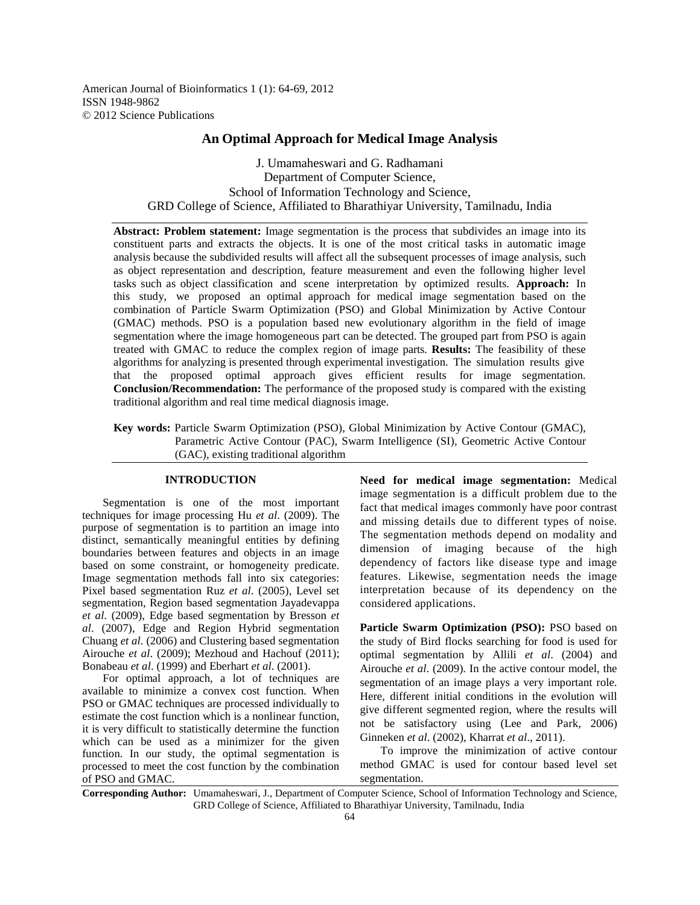American Journal of Bioinformatics 1 (1): 64-69, 2012
ISSN 1948-9862
© 2012 Science Publications

# An Optimal Approach for Medical Image Analysis

J. Umamaheswari and G. Radhamani
Department of Computer Science,
School of Information Technology and Science,
GRD College of Science, Affiliated to Bharathiyar University, Tamilnadu, India

**Abstract: Problem statement:** Image segmentation is the process that subdivides an image into its constituent parts and extracts the objects. It is one of the most critical tasks in automatic image analysis because the subdivided results will affect all the subsequent processes of image analysis, such as object representation and description, feature measurement and even the following higher level tasks such as object classification and scene interpretation by optimized results. **Approach:** In this study, we proposed an optimal approach for medical image segmentation based on the combination of Particle Swarm Optimization (PSO) and Global Minimization by Active Contour (GMAC) methods. PSO is a population based new evolutionary algorithm in the field of image segmentation where the image homogeneous part can be detected. The grouped part from PSO is again treated with GMAC to reduce the complex region of image parts. **Results:** The feasibility of these algorithms for analyzing is presented through experimental investigation. The simulation results give that the proposed optimal approach gives efficient results for image segmentation. **Conclusion/Recommendation:** The performance of the proposed study is compared with the existing traditional algorithm and real time medical diagnosis image.

**Key words:** Particle Swarm Optimization (PSO), Global Minimization by Active Contour (GMAC), Parametric Active Contour (PAC), Swarm Intelligence (SI), Geometric Active Contour (GAC), existing traditional algorithm

## INTRODUCTION

Segmentation is one of the most important techniques for image processing Hu *et al*. (2009). The purpose of segmentation is to partition an image into distinct, semantically meaningful entities by defining boundaries between features and objects in an image based on some constraint, or homogeneity predicate. Image segmentation methods fall into six categories: Pixel based segmentation Ruz *et al*. (2005), Level set segmentation, Region based segmentation Jayadevappa *et al*. (2009), Edge based segmentation by Bresson *et al*. (2007), Edge and Region Hybrid segmentation Chuang *et al*. (2006) and Clustering based segmentation Airouche *et al*. (2009); Mezhoud and Hachouf (2011); Bonabeau *et al*. (1999) and Eberhart *et al*. (2001).

For optimal approach, a lot of techniques are available to minimize a convex cost function. When PSO or GMAC techniques are processed individually to estimate the cost function which is a nonlinear function, it is very difficult to statistically determine the function which can be used as a minimizer for the given function. In our study, the optimal segmentation is processed to meet the cost function by the combination of PSO and GMAC.

**Need for medical image segmentation:** Medical image segmentation is a difficult problem due to the fact that medical images commonly have poor contrast and missing details due to different types of noise. The segmentation methods depend on modality and dimension of imaging because of the high dependency of factors like disease type and image features. Likewise, segmentation needs the image interpretation because of its dependency on the considered applications.

**Particle Swarm Optimization (PSO):** PSO based on the study of Bird flocks searching for food is used for optimal segmentation by Allili *et al*. (2004) and Airouche *et al*. (2009). In the active contour model, the segmentation of an image plays a very important role. Here, different initial conditions in the evolution will give different segmented region, where the results will not be satisfactory using (Lee and Park, 2006) Ginneken *et al*. (2002), Kharrat *et al*., 2011).

To improve the minimization of active contour method GMAC is used for contour based level set segmentation.

**Corresponding Author:** Umamaheswari, J., Department of Computer Science, School of Information Technology and Science, GRD College of Science, Affiliated to Bharathiyar University, Tamilnadu, India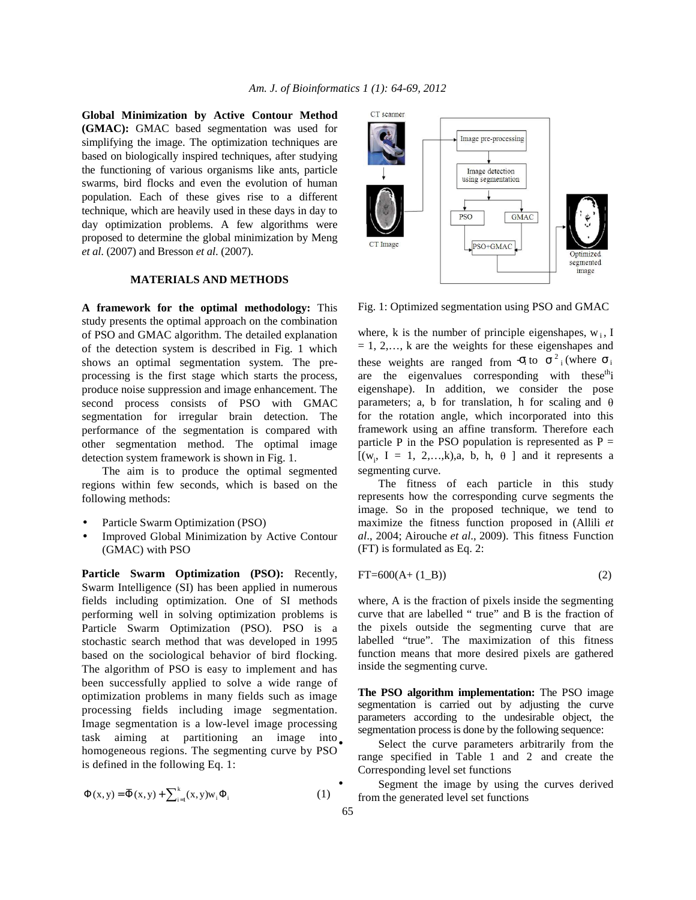**Global Minimization by Active Contour Method (GMAC):** GMAC based segmentation was used for simplifying the image. The optimization techniques are based on biologically inspired techniques, after studying the functioning of various organisms like ants, particle swarms, bird flocks and even the evolution of human population. Each of these gives rise to a different technique, which are heavily used in these days in day to day optimization problems. A few algorithms were proposed to determine the global minimization by Meng *et al*. (2007) and Bresson *et al*. (2007).

## MATERIALS AND METHODS

**A framework for the optimal methodology:** This study presents the optimal approach on the combination of PSO and GMAC algorithm. The detailed explanation of the detection system is described in Fig. 1 which shows an optimal segmentation system. The pre-processing is the first stage which starts the process, produce noise suppression and image enhancement. The second process consists of PSO with GMAC segmentation for irregular brain detection. The performance of the segmentation is compared with other segmentation method. The optimal image detection system framework is shown in Fig. 1.

The aim is to produce the optimal segmented regions within few seconds, which is based on the following methods:

- Particle Swarm Optimization (PSO)
- Improved Global Minimization by Active Contour (GMAC) with PSO

**Particle Swarm Optimization (PSO):** Recently, Swarm Intelligence (SI) has been applied in numerous fields including optimization. One of SI methods performing well in solving optimization problems is Particle Swarm Optimization (PSO). PSO is a stochastic search method that was developed in 1995 based on the sociological behavior of bird flocking. The algorithm of PSO is easy to implement and has been successfully applied to solve a wide range of optimization problems in many fields such as image processing fields including image segmentation. Image segmentation is a low-level image processing task aiming at partitioning an image into homogeneous regions. The segmenting curve by PSO is defined in the following Eq. 1:

$$\Phi(x, y) = \bar{\Phi}(x, y) + \sum_{i=1}^{k}(x, y)w_i\Phi_i \quad (1)$$

Fig. 1: Optimized segmentation using PSO and GMAC

where, k is the number of principle eigenshapes, $w_i$, I = 1, 2,…, k are the weights for these eigenshapes and these weights are ranged from $-\sigma_i$ to $\sigma^2{}_i$ (where $\sigma_i$ are the eigenvalues corresponding with these$^{th}$i eigenshape). In addition, we consider the pose parameters; a, b for translation, h for scaling and $\theta$ for the rotation angle, which incorporated into this framework using an affine transform. Therefore each particle P in the PSO population is represented as P = [($w_i$, I = 1, 2,…,k),a, b, h, $\theta$ ] and it represents a segmenting curve.

The fitness of each particle in this study represents how the corresponding curve segments the image. So in the proposed technique, we tend to maximize the fitness function proposed in (Allili *et al*., 2004; Airouche *et al*., 2009). This fitness Function (FT) is formulated as Eq. 2:

$$FT=600(A+ (1\_B)) \quad (2)$$

where, A is the fraction of pixels inside the segmenting curve that are labelled " true" and B is the fraction of the pixels outside the segmenting curve that are labelled "true". The maximization of this fitness function means that more desired pixels are gathered inside the segmenting curve.

**The PSO algorithm implementation:** The PSO image segmentation is carried out by adjusting the curve parameters according to the undesirable object, the segmentation process is done by the following sequence:

- Select the curve parameters arbitrarily from the range specified in Table 1 and 2 and create the Corresponding level set functions
- Segment the image by using the curves derived from the generated level set functions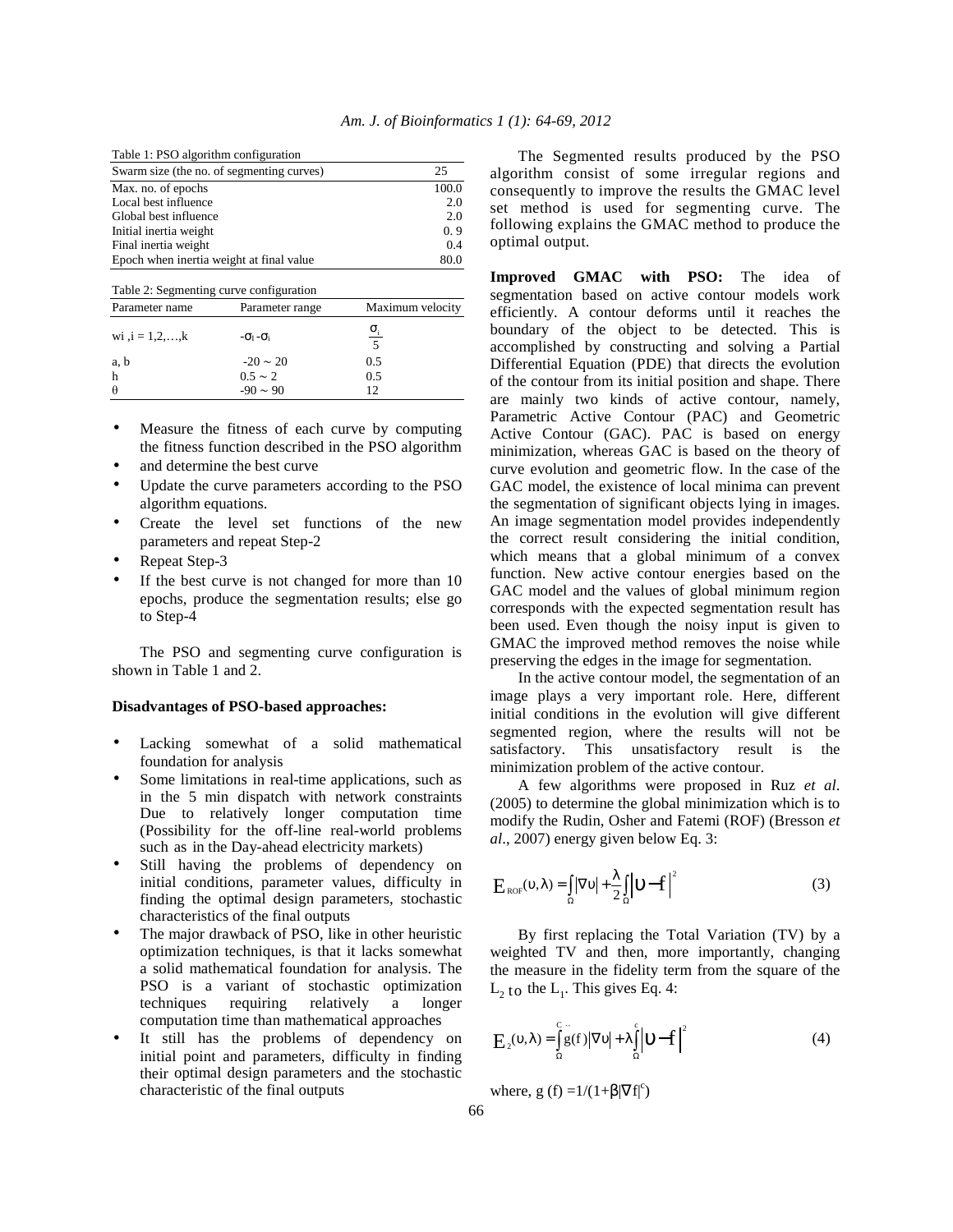Table 1: PSO algorithm configuration

| Swarm size (the no. of segmenting curves) | 25 |
|---|---|
| Max. no. of epochs | 100.0 |
| Local best influence | 2.0 |
| Global best influence | 2.0 |
| Initial inertia weight | 0. 9 |
| Final inertia weight | 0.4 |
| Epoch when inertia weight at final value | 80.0 |

Table 2: Segmenting curve configuration

| Parameter name | Parameter range | Maximum velocity |
|---|---|---|
| wi ,i = 1,2,…,k | $-\sigma_i$ - $\sigma_i$ | $\frac{\sigma_i}{5}$ |
| a, b | -20 ~ 20 | 0.5 |
| h | 0.5 ~ 2 | 0.5 |
| θ | -90 ~ 90 | 12 |

- Measure the fitness of each curve by computing the fitness function described in the PSO algorithm
- and determine the best curve
- Update the curve parameters according to the PSO algorithm equations.
- Create the level set functions of the new parameters and repeat Step-2
- Repeat Step-3
- If the best curve is not changed for more than 10 epochs, produce the segmentation results; else go to Step-4

The PSO and segmenting curve configuration is shown in Table 1 and 2.

**Disadvantages of PSO-based approaches:**

- Lacking somewhat of a solid mathematical foundation for analysis
- Some limitations in real-time applications, such as in the 5 min dispatch with network constraints Due to relatively longer computation time (Possibility for the off-line real-world problems such as in the Day-ahead electricity markets)
- Still having the problems of dependency on initial conditions, parameter values, difficulty in finding the optimal design parameters, stochastic characteristics of the final outputs
- The major drawback of PSO, like in other heuristic optimization techniques, is that it lacks somewhat a solid mathematical foundation for analysis. The PSO is a variant of stochastic optimization techniques requiring relatively a longer computation time than mathematical approaches
- It still has the problems of dependency on initial point and parameters, difficulty in finding their optimal design parameters and the stochastic characteristic of the final outputs

The Segmented results produced by the PSO algorithm consist of some irregular regions and consequently to improve the results the GMAC level set method is used for segmenting curve. The following explains the GMAC method to produce the optimal output.

**Improved GMAC with PSO:** The idea of segmentation based on active contour models work efficiently. A contour deforms until it reaches the boundary of the object to be detected. This is accomplished by constructing and solving a Partial Differential Equation (PDE) that directs the evolution of the contour from its initial position and shape. There are mainly two kinds of active contour, namely, Parametric Active Contour (PAC) and Geometric Active Contour (GAC). PAC is based on energy minimization, whereas GAC is based on the theory of curve evolution and geometric flow. In the case of the GAC model, the existence of local minima can prevent the segmentation of significant objects lying in images. An image segmentation model provides independently the correct result considering the initial condition, which means that a global minimum of a convex function. New active contour energies based on the GAC model and the values of global minimum region corresponds with the expected segmentation result has been used. Even though the noisy input is given to GMAC the improved method removes the noise while preserving the edges in the image for segmentation.

In the active contour model, the segmentation of an image plays a very important role. Here, different initial conditions in the evolution will give different segmented region, where the results will not be satisfactory. This unsatisfactory result is the minimization problem of the active contour.

A few algorithms were proposed in Ruz *et al*. (2005) to determine the global minimization which is to modify the Rudin, Osher and Fatemi (ROF) (Bresson *et al*., 2007) energy given below Eq. 3:

$$E_{ROF}(\upsilon,\lambda) = \int_{\Omega} |\nabla \upsilon| + \frac{\lambda}{2}\int_{\Omega} |\upsilon - f|^2 \quad (3)$$

By first replacing the Total Variation (TV) by a weighted TV and then, more importantly, changing the measure in the fidelity term from the square of the $L_2$ to the $L_1$. This gives Eq. 4:

$$E_2(\upsilon,\lambda) = \int_{\Omega}^{C} g(f)|\nabla \upsilon| + \lambda\int_{\Omega}^{c} |\upsilon - f|^2 \quad (4)$$

where, $g(f) = 1/(1+\beta|\nabla f|^c)$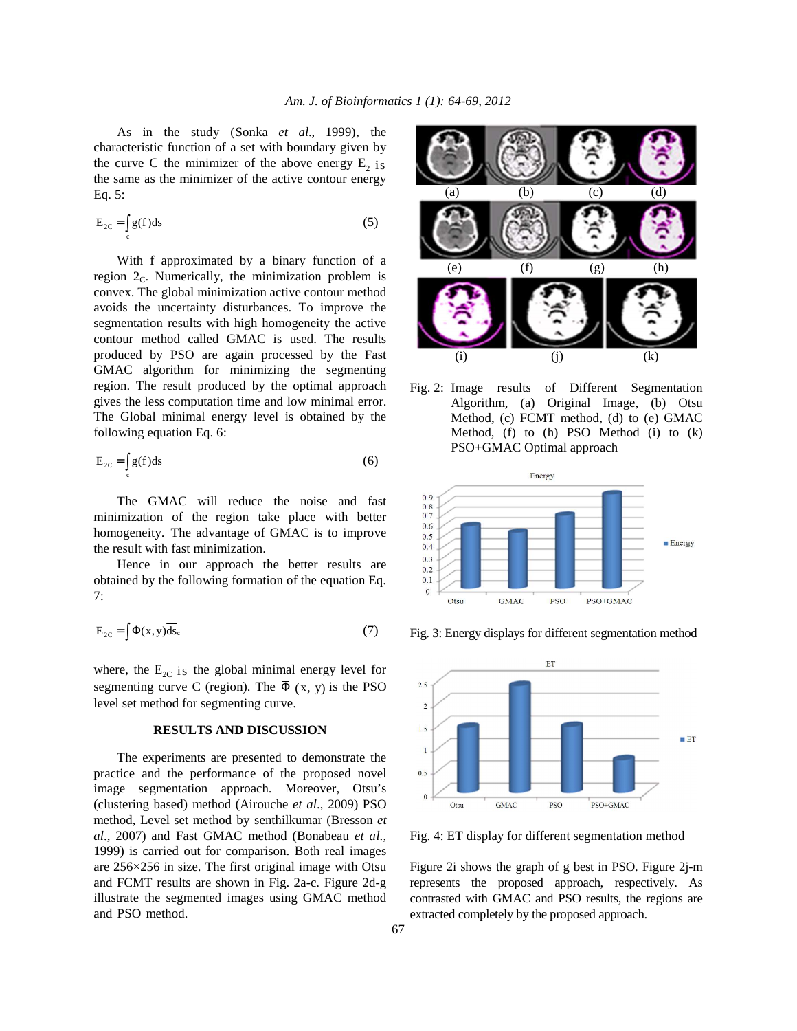As in the study (Sonka *et al*., 1999), the characteristic function of a set with boundary given by the curve C the minimizer of the above energy $E_2$ is the same as the minimizer of the active contour energy Eq. 5:

$$E_{2C} = \int_c g(f)ds \qquad (5)$$

With f approximated by a binary function of a region $2_C$. Numerically, the minimization problem is convex. The global minimization active contour method avoids the uncertainty disturbances. To improve the segmentation results with high homogeneity the active contour method called GMAC is used. The results produced by PSO are again processed by the Fast GMAC algorithm for minimizing the segmenting region. The result produced by the optimal approach gives the less computation time and low minimal error. The Global minimal energy level is obtained by the following equation Eq. 6:

$$E_{2C} = \int_c g(f)ds \qquad (6)$$

The GMAC will reduce the noise and fast minimization of the region take place with better homogeneity. The advantage of GMAC is to improve the result with fast minimization.

Hence in our approach the better results are obtained by the following formation of the equation Eq. 7:

$$E_{2C} = \int \Phi(x,y)\overline{ds}_c \qquad (7)$$

where, the $E_{2C}$ is the global minimal energy level for segmenting curve C (region). The $\bar{\Phi}$ (x, y) is the PSO level set method for segmenting curve.

## RESULTS AND DISCUSSION

The experiments are presented to demonstrate the practice and the performance of the proposed novel image segmentation approach. Moreover, Otsu's (clustering based) method (Airouche *et al*., 2009) PSO method, Level set method by senthilkumar (Bresson *et al*., 2007) and Fast GMAC method (Bonabeau *et al*., 1999) is carried out for comparison. Both real images are 256×256 in size. The first original image with Otsu and FCMT results are shown in Fig. 2a-c. Figure 2d-g illustrate the segmented images using GMAC method and PSO method.

Fig. 2: Image results of Different Segmentation Algorithm, (a) Original Image, (b) Otsu Method, (c) FCMT method, (d) to (e) GMAC Method, (f) to (h) PSO Method (i) to (k) PSO+GMAC Optimal approach

Fig. 3: Energy displays for different segmentation method

Fig. 4: ET display for different segmentation method

Figure 2i shows the graph of g best in PSO. Figure 2j-m represents the proposed approach, respectively. As contrasted with GMAC and PSO results, the regions are extracted completely by the proposed approach.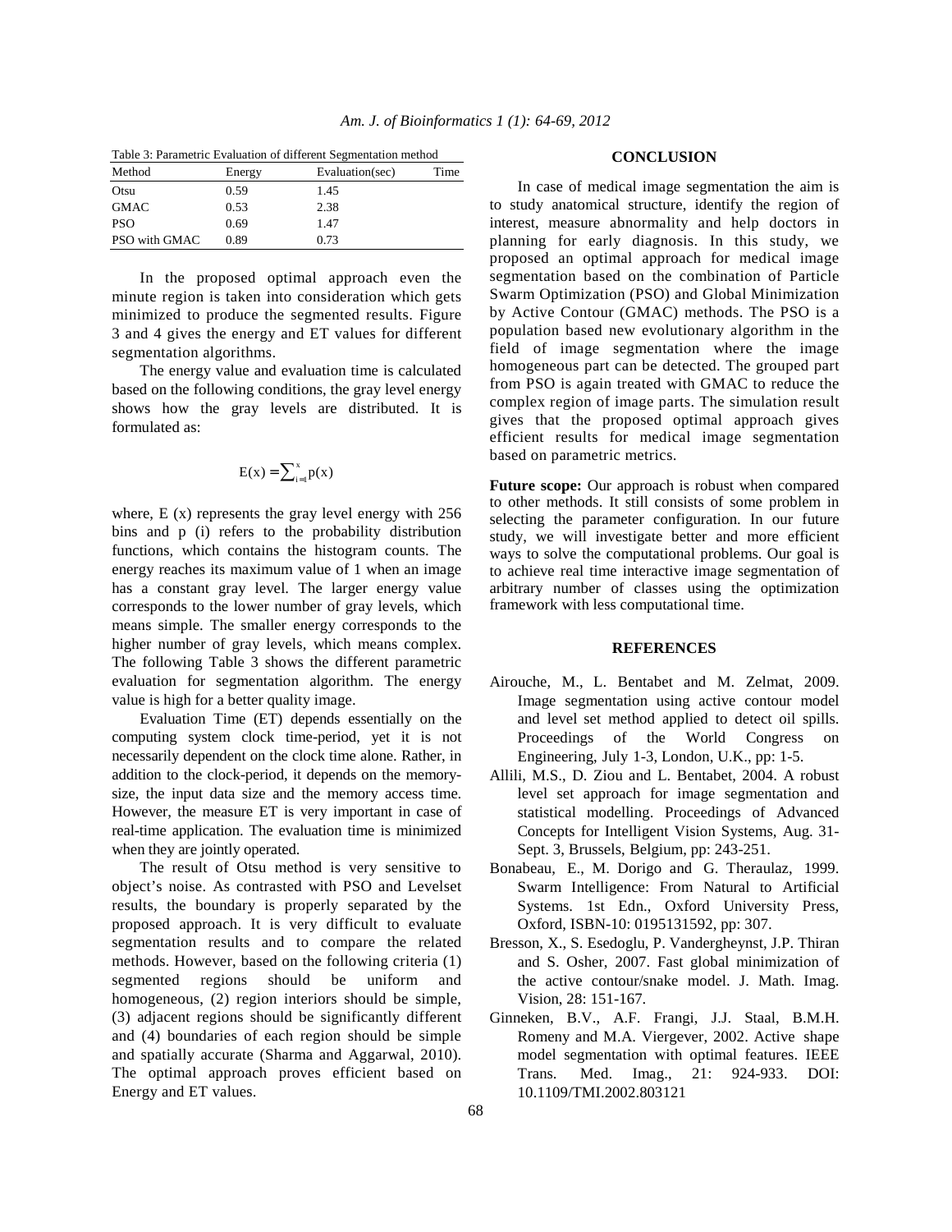Table 3: Parametric Evaluation of different Segmentation method

| Method | Energy | Evaluation(sec) | Time |
|---|---|---|---|
| Otsu | 0.59 | 1.45 | |
| GMAC | 0.53 | 2.38 | |
| PSO | 0.69 | 1.47 | |
| PSO with GMAC | 0.89 | 0.73 | |

In the proposed optimal approach even the minute region is taken into consideration which gets minimized to produce the segmented results. Figure 3 and 4 gives the energy and ET values for different segmentation algorithms.

The energy value and evaluation time is calculated based on the following conditions, the gray level energy shows how the gray levels are distributed. It is formulated as:

$$E(x) = \sum_{i=1}^{x} p(x)$$

where, E (x) represents the gray level energy with 256 bins and p (i) refers to the probability distribution functions, which contains the histogram counts. The energy reaches its maximum value of 1 when an image has a constant gray level. The larger energy value corresponds to the lower number of gray levels, which means simple. The smaller energy corresponds to the higher number of gray levels, which means complex. The following Table 3 shows the different parametric evaluation for segmentation algorithm. The energy value is high for a better quality image.

Evaluation Time (ET) depends essentially on the computing system clock time-period, yet it is not necessarily dependent on the clock time alone. Rather, in addition to the clock-period, it depends on the memory-size, the input data size and the memory access time. However, the measure ET is very important in case of real-time application. The evaluation time is minimized when they are jointly operated.

The result of Otsu method is very sensitive to object's noise. As contrasted with PSO and Levelset results, the boundary is properly separated by the proposed approach. It is very difficult to evaluate segmentation results and to compare the related methods. However, based on the following criteria (1) segmented regions should be uniform and homogeneous, (2) region interiors should be simple, (3) adjacent regions should be significantly different and (4) boundaries of each region should be simple and spatially accurate (Sharma and Aggarwal, 2010). The optimal approach proves efficient based on Energy and ET values.

## CONCLUSION

In case of medical image segmentation the aim is to study anatomical structure, identify the region of interest, measure abnormality and help doctors in planning for early diagnosis. In this study, we proposed an optimal approach for medical image segmentation based on the combination of Particle Swarm Optimization (PSO) and Global Minimization by Active Contour (GMAC) methods. The PSO is a population based new evolutionary algorithm in the field of image segmentation where the image homogeneous part can be detected. The grouped part from PSO is again treated with GMAC to reduce the complex region of image parts. The simulation result gives that the proposed optimal approach gives efficient results for medical image segmentation based on parametric metrics.

**Future scope:** Our approach is robust when compared to other methods. It still consists of some problem in selecting the parameter configuration. In our future study, we will investigate better and more efficient ways to solve the computational problems. Our goal is to achieve real time interactive image segmentation of arbitrary number of classes using the optimization framework with less computational time.

## REFERENCES

Airouche, M., L. Bentabet and M. Zelmat, 2009. Image segmentation using active contour model and level set method applied to detect oil spills. Proceedings of the World Congress on Engineering, July 1-3, London, U.K., pp: 1-5.

Allili, M.S., D. Ziou and L. Bentabet, 2004. A robust level set approach for image segmentation and statistical modelling. Proceedings of Advanced Concepts for Intelligent Vision Systems, Aug. 31-Sept. 3, Brussels, Belgium, pp: 243-251.

Bonabeau, E., M. Dorigo and G. Theraulaz, 1999. Swarm Intelligence: From Natural to Artificial Systems. 1st Edn., Oxford University Press, Oxford, ISBN-10: 0195131592, pp: 307.

Bresson, X., S. Esedoglu, P. Vandergheynst, J.P. Thiran and S. Osher, 2007. Fast global minimization of the active contour/snake model. J. Math. Imag. Vision, 28: 151-167.

Ginneken, B.V., A.F. Frangi, J.J. Staal, B.M.H. Romeny and M.A. Viergever, 2002. Active shape model segmentation with optimal features. IEEE Trans. Med. Imag., 21: 924-933. DOI: 10.1109/TMI.2002.803121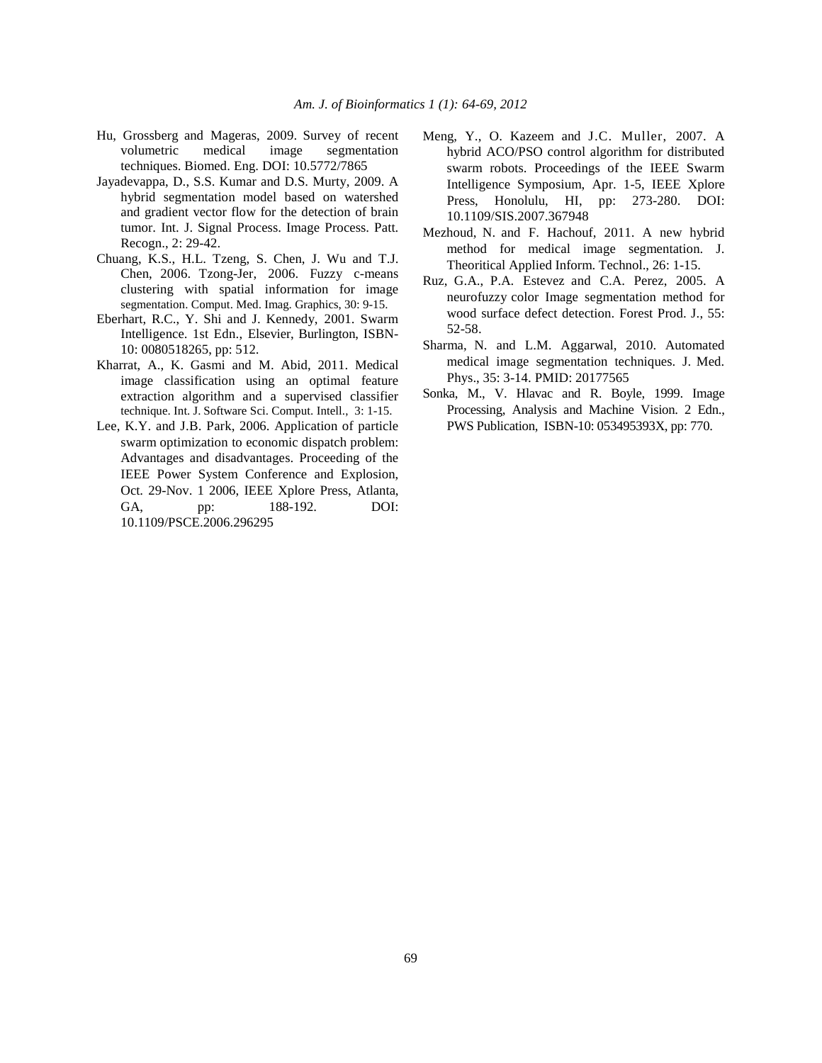Hu, Grossberg and Mageras, 2009. Survey of recent volumetric medical image segmentation techniques. Biomed. Eng. DOI: 10.5772/7865

Jayadevappa, D., S.S. Kumar and D.S. Murty, 2009. A hybrid segmentation model based on watershed and gradient vector flow for the detection of brain tumor. Int. J. Signal Process. Image Process. Patt. Recogn., 2: 29-42.

Chuang, K.S., H.L. Tzeng, S. Chen, J. Wu and T.J. Chen, 2006. Tzong-Jer, 2006. Fuzzy c-means clustering with spatial information for image segmentation. Comput. Med. Imag. Graphics, 30: 9-15.

Eberhart, R.C., Y. Shi and J. Kennedy, 2001. Swarm Intelligence. 1st Edn., Elsevier, Burlington, ISBN-10: 0080518265, pp: 512.

Kharrat, A., K. Gasmi and M. Abid, 2011. Medical image classification using an optimal feature extraction algorithm and a supervised classifier technique. Int. J. Software Sci. Comput. Intell., 3: 1-15.

Lee, K.Y. and J.B. Park, 2006. Application of particle swarm optimization to economic dispatch problem: Advantages and disadvantages. Proceeding of the IEEE Power System Conference and Explosion, Oct. 29-Nov. 1 2006, IEEE Xplore Press, Atlanta, GA, pp: 188-192. DOI: 10.1109/PSCE.2006.296295

Meng, Y., O. Kazeem and J.C. Muller, 2007. A hybrid ACO/PSO control algorithm for distributed swarm robots. Proceedings of the IEEE Swarm Intelligence Symposium, Apr. 1-5, IEEE Xplore Press, Honolulu, HI, pp: 273-280. DOI: 10.1109/SIS.2007.367948

Mezhoud, N. and F. Hachouf, 2011. A new hybrid method for medical image segmentation. J. Theoritical Applied Inform. Technol., 26: 1-15.

Ruz, G.A., P.A. Estevez and C.A. Perez, 2005. A neurofuzzy color Image segmentation method for wood surface defect detection. Forest Prod. J., 55: 52-58.

Sharma, N. and L.M. Aggarwal, 2010. Automated medical image segmentation techniques. J. Med. Phys., 35: 3-14. PMID: 20177565

Sonka, M., V. Hlavac and R. Boyle, 1999. Image Processing, Analysis and Machine Vision. 2 Edn., PWS Publication, ISBN-10: 053495393X, pp: 770.